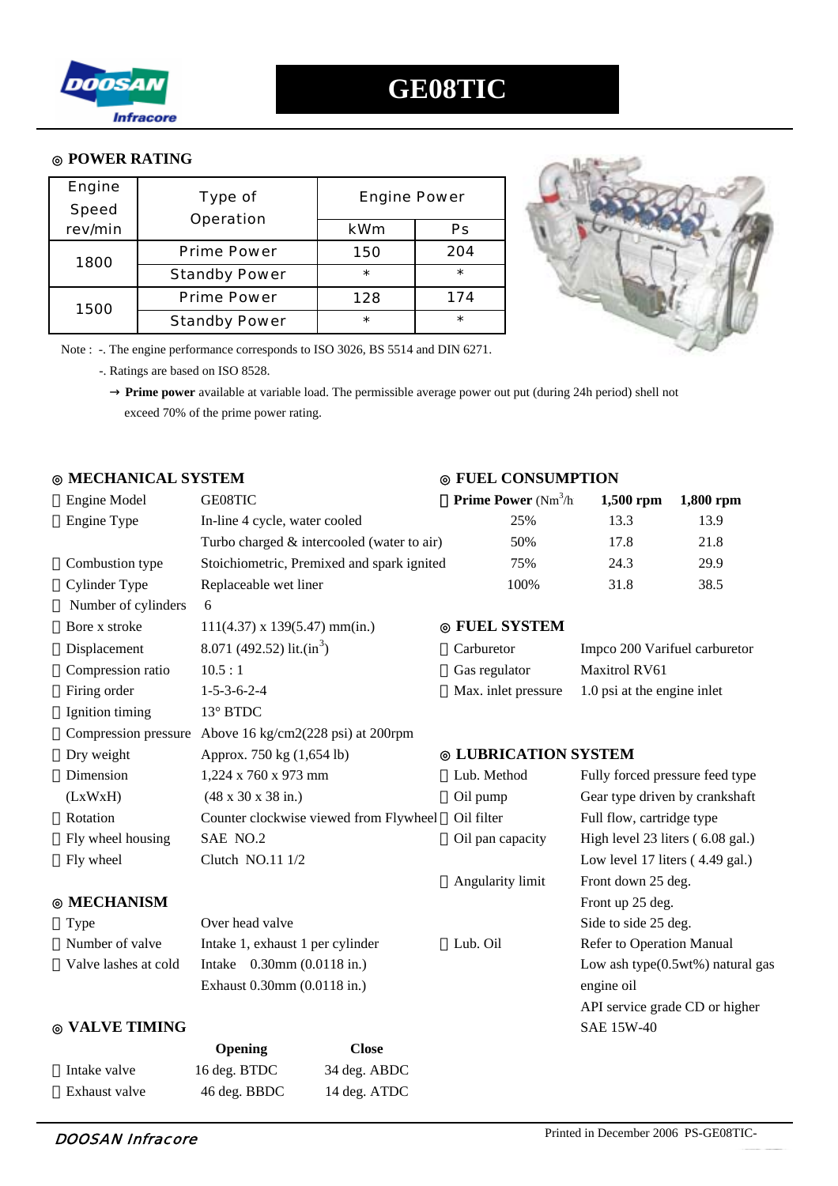# GE08TIC

## ◎ POWER RATING

| Engine Speed rev/min | Type of Operation | Engine Power | |
|---|---|---|---|
| | | kWm | Ps |
| 1800 | Prime Power | 150 | 204 |
| | Standby Power | * | * |
| 1500 | Prime Power | 128 | 174 |
| | Standby Power | * | * |

Note : -. The engine performance corresponds to ISO 3026, BS 5514 and DIN 6271.

-. Ratings are based on ISO 8528.

→ **Prime power** available at variable load. The permissible average power out put (during 24h period) shell not exceed 70% of the prime power rating.

## ◎ MECHANICAL SYSTEM

| | |
|---|---|
| Engine Model | GE08TIC |
| Engine Type | In-line 4 cycle, water cooled<br>Turbo charged & intercooled (water to air) |
| Combustion type | Stoichiometric, Premixed and spark ignited |
| Cylinder Type | Replaceable wet liner |
| Number of cylinders | 6 |
| Bore x stroke | 111(4.37) x 139(5.47) mm(in.) |
| Displacement | 8.071 (492.52) lit.(in$^3$) |
| Compression ratio | 10.5 : 1 |
| Firing order | 1-5-3-6-2-4 |
| Ignition timing | 13° BTDC |
| Compression pressure | Above 16 kg/cm2(228 psi) at 200rpm |
| Dry weight | Approx. 750 kg (1,654 lb) |
| Dimension (LxWxH) | 1,224 x 760 x 973 mm (48 x 30 x 38 in.) |
| Rotation | Counter clockwise viewed from Flywheel |
| Fly wheel housing | SAE NO.2 |
| Fly wheel | Clutch NO.11 1/2 |

## ◎ MECHANISM

| | |
|---|---|
| Type | Over head valve |
| Number of valve | Intake 1, exhaust 1 per cylinder |
| Valve lashes at cold | Intake 0.30mm (0.0118 in.)<br>Exhaust 0.30mm (0.0118 in.) |

## ◎ VALVE TIMING

| | Opening | Close |
|---|---|---|
| Intake valve | 16 deg. BTDC | 34 deg. ABDC |
| Exhaust valve | 46 deg. BBDC | 14 deg. ATDC |

## ◎ FUEL CONSUMPTION

| **Prime Power** (Nm$^3$/h) | **1,500 rpm** | **1,800 rpm** |
|---|---|---|
| 25% | 13.3 | 13.9 |
| 50% | 17.8 | 21.8 |
| 75% | 24.3 | 29.9 |
| 100% | 31.8 | 38.5 |

## ◎ FUEL SYSTEM

| | |
|---|---|
| Carburetor | Impco 200 Varifuel carburetor |
| Gas regulator | Maxitrol RV61 |
| Max. inlet pressure | 1.0 psi at the engine inlet |

## ◎ LUBRICATION SYSTEM

| | |
|---|---|
| Lub. Method | Fully forced pressure feed type |
| Oil pump | Gear type driven by crankshaft |
| Oil filter | Full flow, cartridge type |
| Oil pan capacity | High level 23 liters ( 6.08 gal.)<br>Low level 17 liters ( 4.49 gal.) |
| Angularity limit | Front down 25 deg.<br>Front up 25 deg.<br>Side to side 25 deg. |
| Lub. Oil | Refer to Operation Manual<br>Low ash type(0.5wt%) natural gas engine oil<br>API service grade CD or higher<br>SAE 15W-40 |

Printed in December 2006 PS-GE08TIC-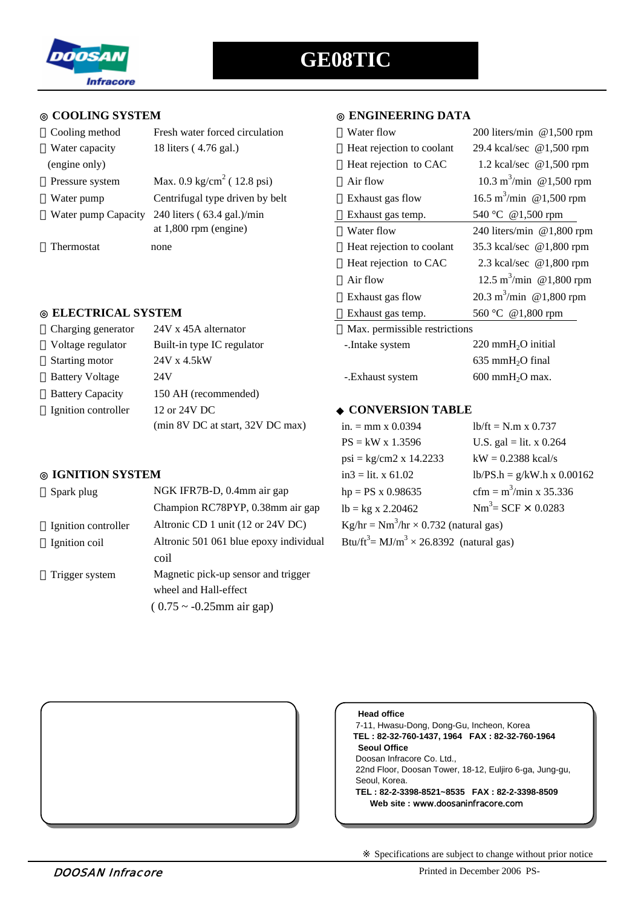# GE08TIC

## ◎ COOLING SYSTEM

| | |
|---|---|
| Cooling method | Fresh water forced circulation |
| Water capacity (engine only) | 18 liters ( 4.76 gal.) |
| Pressure system | Max. 0.9 kg/cm$^2$ ( 12.8 psi) |
| Water pump | Centrifugal type driven by belt |
| Water pump Capacity | 240 liters ( 63.4 gal.)/min at 1,800 rpm (engine) |
| Thermostat | none |

## ◎ ELECTRICAL SYSTEM

| | |
|---|---|
| Charging generator | 24V x 45A alternator |
| Voltage regulator | Built-in type IC regulator |
| Starting motor | 24V x 4.5kW |
| Battery Voltage | 24V |
| Battery Capacity | 150 AH (recommended) |
| Ignition controller | 12 or 24V DC (min 8V DC at start, 32V DC max) |

## ◎ IGNITION SYSTEM

| | |
|---|---|
| Spark plug | NGK IFR7B-D, 0.4mm air gap<br>Champion RC78PYP, 0.38mm air gap |
| Ignition controller | Altronic CD 1 unit (12 or 24V DC) |
| Ignition coil | Altronic 501 061 blue epoxy individual coil |
| Trigger system | Magnetic pick-up sensor and trigger wheel and Hall-effect ( 0.75 ~ -0.25mm air gap) |

## ◎ ENGINEERING DATA

| | |
|---|---|
| Water flow | 200 liters/min @1,500 rpm |
| Heat rejection to coolant | 29.4 kcal/sec @1,500 rpm |
| Heat rejection to CAC | 1.2 kcal/sec @1,500 rpm |
| Air flow | 10.3 m$^3$/min @1,500 rpm |
| Exhaust gas flow | 16.5 m$^3$/min @1,500 rpm |
| Exhaust gas temp. | 540 °C @1,500 rpm |
| Water flow | 240 liters/min @1,800 rpm |
| Heat rejection to coolant | 35.3 kcal/sec @1,800 rpm |
| Heat rejection to CAC | 2.3 kcal/sec @1,800 rpm |
| Air flow | 12.5 m$^3$/min @1,800 rpm |
| Exhaust gas flow | 20.3 m$^3$/min @1,800 rpm |
| Exhaust gas temp. | 560 °C @1,800 rpm |
| Max. permissible restrictions | |
| -.Intake system | 220 mm$H_2O$ initial<br>635 mm$H_2O$ final |
| -.Exhaust system | 600 mm$H_2O$ max. |

## ◆ CONVERSION TABLE

| | |
|---|---|
| in. = mm x 0.0394 | lb/ft = N.m x 0.737 |
| PS = kW x 1.3596 | U.S. gal = lit. x 0.264 |
| psi = kg/cm2 x 14.2233 | kW = 0.2388 kcal/s |
| in3 = lit. x 61.02 | lb/PS.h = g/kW.h x 0.00162 |
| hp = PS x 0.98635 | cfm = m$^3$/min x 35.336 |
| lb = kg x 2.20462 | Nm$^3$= SCF × 0.0283 |

Kg/hr = Nm$^3$/hr × 0.732 (natural gas)

Btu/ft$^3$= MJ/m$^3$ × 26.8392 (natural gas)

**Head office**
7-11, Hwasu-Dong, Dong-Gu, Incheon, Korea
**TEL : 82-32-760-1437, 1964 FAX : 82-32-760-1964**

**Seoul Office**
Doosan Infracore Co. Ltd.,
22nd Floor, Doosan Tower, 18-12, Euljiro 6-ga, Jung-gu, Seoul, Korea.
**TEL : 82-2-3398-8521~8535 FAX : 82-2-3398-8509**
**Web site : www.doosaninfracore.com**

※ Specifications are subject to change without prior notice

Printed in December 2006 PS-